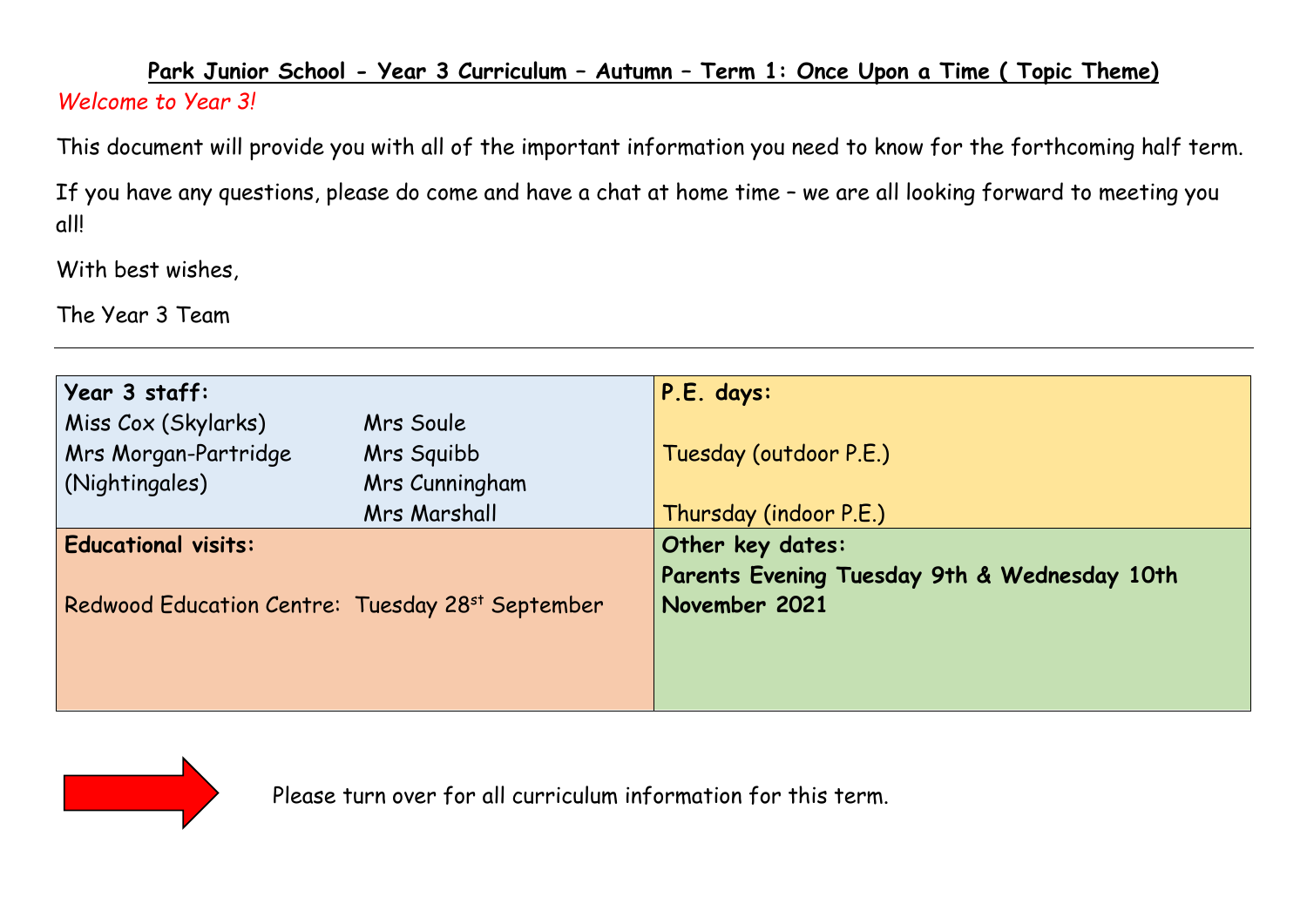**Park Junior School - Year 3 Curriculum – Autumn – Term 1: Once Upon a Time ( Topic Theme)**

*Welcome to Year 3!*

This document will provide you with all of the important information you need to know for the forthcoming half term.

If you have any questions, please do come and have a chat at home time – we are all looking forward to meeting you all!

With best wishes,

The Year 3 Team

---

| **Year 3 staff:**<br>Miss Cox (Skylarks) &nbsp;&nbsp;&nbsp; Mrs Soule<br>Mrs Morgan-Partridge (Nightingales) &nbsp;&nbsp;&nbsp; Mrs Squibb<br>Mrs Cunningham<br>Mrs Marshall | **P.E. days:**<br><br>Tuesday (outdoor P.E.)<br><br>Thursday (indoor P.E.) |
|---|---|
| **Educational visits:**<br><br>Redwood Education Centre: Tuesday 28st September | **Other key dates:**<br>**Parents Evening Tuesday 9th & Wednesday 10th November 2021** |

Please turn over for all curriculum information for this term.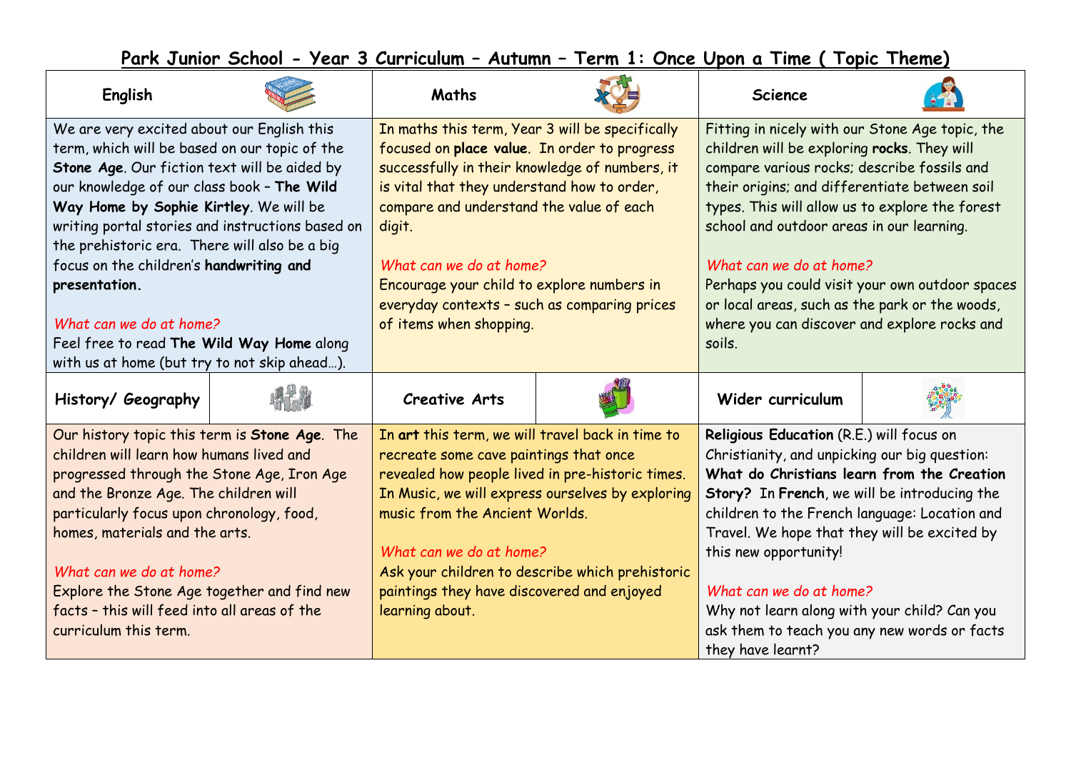# Park Junior School - Year 3 Curriculum – Autumn – Term 1: Once Upon a Time ( Topic Theme)

## English

We are very excited about our English this term, which will be based on our topic of the **Stone Age**. Our fiction text will be aided by our knowledge of our class book – **The Wild Way Home by Sophie Kirtley**. We will be writing portal stories and instructions based on the prehistoric era. There will also be a big focus on the children's **handwriting and presentation.**

*What can we do at home?*

Feel free to read **The Wild Way Home** along with us at home (but try to not skip ahead…).

## Maths

In maths this term, Year 3 will be specifically focused on **place value**. In order to progress successfully in their knowledge of numbers, it is vital that they understand how to order, compare and understand the value of each digit.

*What can we do at home?*

Encourage your child to explore numbers in everyday contexts – such as comparing prices of items when shopping.

## Science

Fitting in nicely with our Stone Age topic, the children will be exploring **rocks**. They will compare various rocks; describe fossils and their origins; and differentiate between soil types. This will allow us to explore the forest school and outdoor areas in our learning.

*What can we do at home?*

Perhaps you could visit your own outdoor spaces or local areas, such as the park or the woods, where you can discover and explore rocks and soils.

## History/ Geography

Our history topic this term is **Stone Age**. The children will learn how humans lived and progressed through the Stone Age, Iron Age and the Bronze Age. The children will particularly focus upon chronology, food, homes, materials and the arts.

*What can we do at home?*

Explore the Stone Age together and find new facts – this will feed into all areas of the curriculum this term.

## Creative Arts

In **art** this term, we will travel back in time to recreate some cave paintings that once revealed how people lived in pre-historic times. In Music, we will express ourselves by exploring music from the Ancient Worlds.

*What can we do at home?*

Ask your children to describe which prehistoric paintings they have discovered and enjoyed learning about.

## Wider curriculum

**Religious Education** (R.E.) will focus on Christianity, and unpicking our big question: **What do Christians learn from the Creation Story?** In **French**, we will be introducing the children to the French language: Location and Travel. We hope that they will be excited by this new opportunity!

*What can we do at home?*

Why not learn along with your child? Can you ask them to teach you any new words or facts they have learnt?